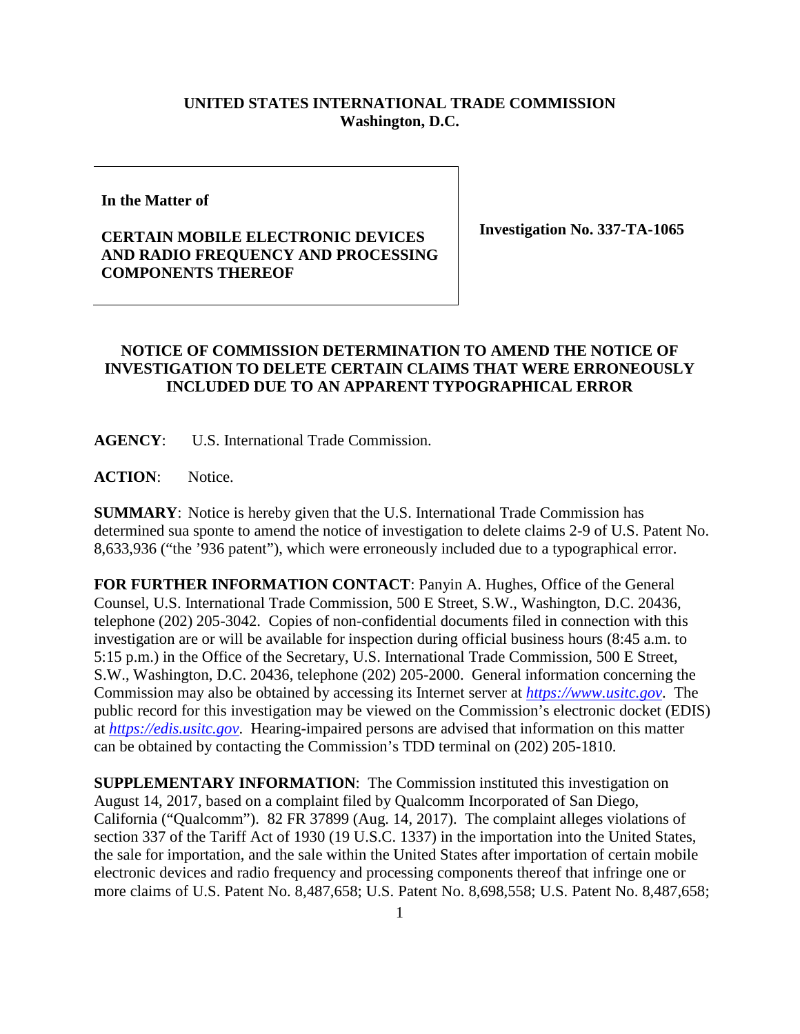**UNITED STATES INTERNATIONAL TRADE COMMISSION**
**Washington, D.C.**

| | |
|---|---|
| **In the Matter of**<br><br>**CERTAIN MOBILE ELECTRONIC DEVICES AND RADIO FREQUENCY AND PROCESSING COMPONENTS THEREOF** | **Investigation No. 337-TA-1065** |

**NOTICE OF COMMISSION DETERMINATION TO AMEND THE NOTICE OF INVESTIGATION TO DELETE CERTAIN CLAIMS THAT WERE ERRONEOUSLY INCLUDED DUE TO AN APPARENT TYPOGRAPHICAL ERROR**

**AGENCY**: U.S. International Trade Commission.

**ACTION**: Notice.

**SUMMARY**: Notice is hereby given that the U.S. International Trade Commission has determined sua sponte to amend the notice of investigation to delete claims 2-9 of U.S. Patent No. 8,633,936 ("the '936 patent"), which were erroneously included due to a typographical error.

**FOR FURTHER INFORMATION CONTACT**: Panyin A. Hughes, Office of the General Counsel, U.S. International Trade Commission, 500 E Street, S.W., Washington, D.C. 20436, telephone (202) 205-3042. Copies of non-confidential documents filed in connection with this investigation are or will be available for inspection during official business hours (8:45 a.m. to 5:15 p.m.) in the Office of the Secretary, U.S. International Trade Commission, 500 E Street, S.W., Washington, D.C. 20436, telephone (202) 205-2000. General information concerning the Commission may also be obtained by accessing its Internet server at *https://www.usitc.gov*. The public record for this investigation may be viewed on the Commission's electronic docket (EDIS) at *https://edis.usitc.gov*. Hearing-impaired persons are advised that information on this matter can be obtained by contacting the Commission's TDD terminal on (202) 205-1810.

**SUPPLEMENTARY INFORMATION**: The Commission instituted this investigation on August 14, 2017, based on a complaint filed by Qualcomm Incorporated of San Diego, California ("Qualcomm"). 82 FR 37899 (Aug. 14, 2017). The complaint alleges violations of section 337 of the Tariff Act of 1930 (19 U.S.C. 1337) in the importation into the United States, the sale for importation, and the sale within the United States after importation of certain mobile electronic devices and radio frequency and processing components thereof that infringe one or more claims of U.S. Patent No. 8,487,658; U.S. Patent No. 8,698,558; U.S. Patent No. 8,487,658;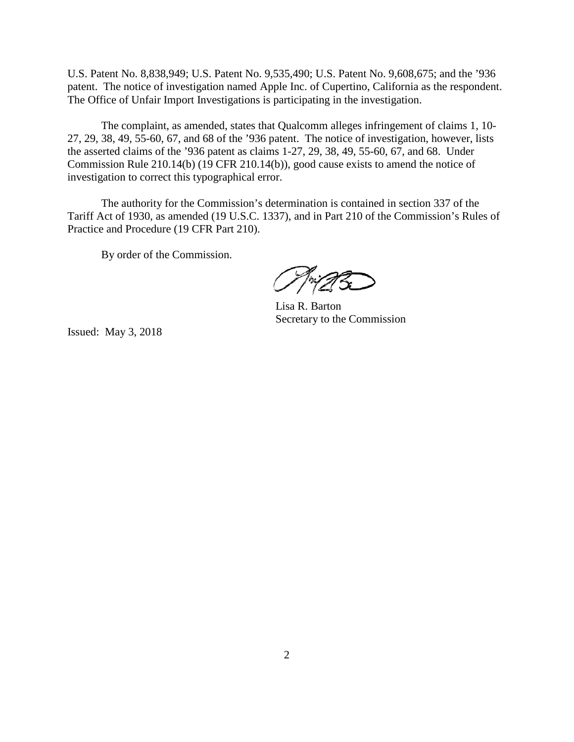U.S. Patent No. 8,838,949; U.S. Patent No. 9,535,490; U.S. Patent No. 9,608,675; and the '936 patent. The notice of investigation named Apple Inc. of Cupertino, California as the respondent. The Office of Unfair Import Investigations is participating in the investigation.

The complaint, as amended, states that Qualcomm alleges infringement of claims 1, 10-27, 29, 38, 49, 55-60, 67, and 68 of the '936 patent. The notice of investigation, however, lists the asserted claims of the '936 patent as claims 1-27, 29, 38, 49, 55-60, 67, and 68. Under Commission Rule 210.14(b) (19 CFR 210.14(b)), good cause exists to amend the notice of investigation to correct this typographical error.

The authority for the Commission's determination is contained in section 337 of the Tariff Act of 1930, as amended (19 U.S.C. 1337), and in Part 210 of the Commission's Rules of Practice and Procedure (19 CFR Part 210).

By order of the Commission.

Lisa R. Barton
Secretary to the Commission

Issued: May 3, 2018